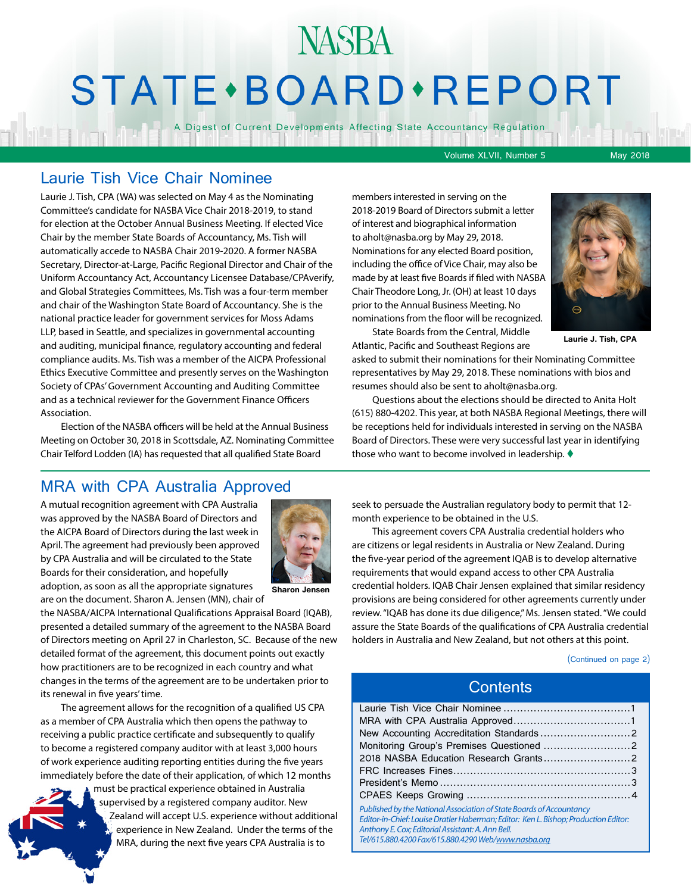# NASBA STATE•BOARD•REPORT

A Digest of Current Developments Affecting State Accountancy Regulation

Volume XLVII, Number 5 May 2018

## Laurie Tish Vice Chair Nominee

Laurie J. Tish, CPA (WA) was selected on May 4 as the Nominating Committee's candidate for NASBA Vice Chair 2018-2019, to stand for election at the October Annual Business Meeting. If elected Vice Chair by the member State Boards of Accountancy, Ms. Tish will automatically accede to NASBA Chair 2019-2020. A former NASBA Secretary, Director-at-Large, Pacific Regional Director and Chair of the Uniform Accountancy Act, Accountancy Licensee Database/CPAverify, and Global Strategies Committees, Ms. Tish was a four-term member and chair of the Washington State Board of Accountancy. She is the national practice leader for government services for Moss Adams LLP, based in Seattle, and specializes in governmental accounting and auditing, municipal finance, regulatory accounting and federal compliance audits. Ms. Tish was a member of the AICPA Professional Ethics Executive Committee and presently serves on the Washington Society of CPAs' Government Accounting and Auditing Committee and as a technical reviewer for the Government Finance Officers Association.

Election of the NASBA officers will be held at the Annual Business Meeting on October 30, 2018 in Scottsdale, AZ. Nominating Committee Chair Telford Lodden (IA) has requested that all qualified State Board members interested in serving on the 2018-2019 Board of Directors submit a letter of interest and biographical information to aholt@nasba.org by May 29, 2018. Nominations for any elected Board position, including the office of Vice Chair, may also be made by at least five Boards if filed with NASBA Chair Theodore Long, Jr. (OH) at least 10 days prior to the Annual Business Meeting. No nominations from the floor will be recognized.

Laurie J. Tish, CPA

State Boards from the Central, Middle Atlantic, Pacific and Southeast Regions are asked to submit their nominations for their Nominating Committee representatives by May 29, 2018. These nominations with bios and resumes should also be sent to aholt@nasba.org.

Questions about the elections should be directed to Anita Holt (615) 880-4202. This year, at both NASBA Regional Meetings, there will be receptions held for individuals interested in serving on the NASBA Board of Directors. These were very successful last year in identifying those who want to become involved in leadership. ♦

## MRA with CPA Australia Approved

A mutual recognition agreement with CPA Australia was approved by the NASBA Board of Directors and the AICPA Board of Directors during the last week in April. The agreement had previously been approved by CPA Australia and will be circulated to the State Boards for their consideration, and hopefully adoption, as soon as all the appropriate signatures are on the document. Sharon A. Jensen (MN), chair of the NASBA/AICPA International Qualifications Appraisal Board (IQAB), presented a detailed summary of the agreement to the NASBA Board of Directors meeting on April 27 in Charleston, SC. Because of the new detailed format of the agreement, this document points out exactly how practitioners are to be recognized in each country and what changes in the terms of the agreement are to be undertaken prior to its renewal in five years' time.

Sharon Jensen

The agreement allows for the recognition of a qualified US CPA as a member of CPA Australia which then opens the pathway to receiving a public practice certificate and subsequently to qualify to become a registered company auditor with at least 3,000 hours of work experience auditing reporting entities during the five years immediately before the date of their application, of which 12 months must be practical experience obtained in Australia supervised by a registered company auditor. New Zealand will accept U.S. experience without additional experience in New Zealand. Under the terms of the MRA, during the next five years CPA Australia is to seek to persuade the Australian regulatory body to permit that 12-month experience to be obtained in the U.S.

This agreement covers CPA Australia credential holders who are citizens or legal residents in Australia or New Zealand. During the five-year period of the agreement IQAB is to develop alternative requirements that would expand access to other CPA Australia credential holders. IQAB Chair Jensen explained that similar residency provisions are being considered for other agreements currently under review. "IQAB has done its due diligence," Ms. Jensen stated. "We could assure the State Boards of the qualifications of CPA Australia credential holders in Australia and New Zealand, but not others at this point.

(Continued on page 2)

## Contents

| | |
|---|---|
| Laurie Tish Vice Chair Nominee | 1 |
| MRA with CPA Australia Approved | 1 |
| New Accounting Accreditation Standards | 2 |
| Monitoring Group's Premises Questioned | 2 |
| 2018 NASBA Education Research Grants | 2 |
| FRC Increases Fines | 3 |
| President's Memo | 3 |
| CPAES Keeps Growing | 4 |

*Published by the National Association of State Boards of Accountancy*
*Editor-in-Chief: Louise Dratler Haberman; Editor: Ken L. Bishop; Production Editor: Anthony E. Cox; Editorial Assistant: A. Ann Bell.*
*Tel/615.880.4200 Fax/615.880.4290 Web/www.nasba.org*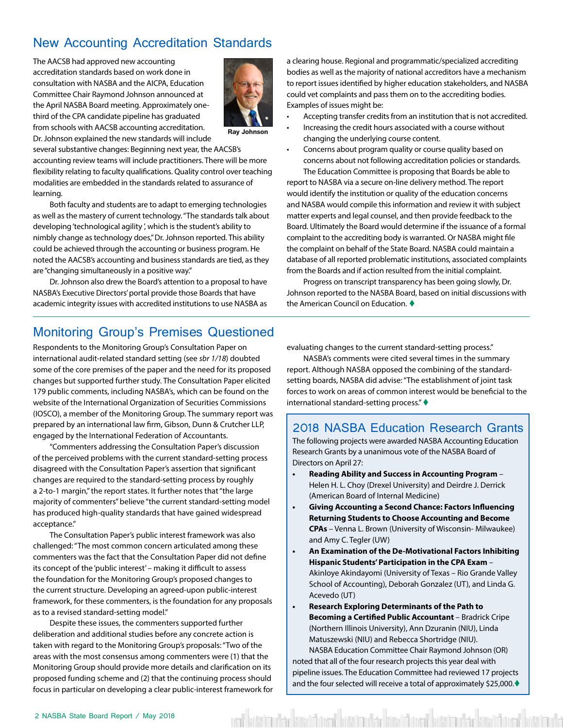## New Accounting Accreditation Standards

The AACSB had approved new accounting accreditation standards based on work done in consultation with NASBA and the AICPA, Education Committee Chair Raymond Johnson announced at the April NASBA Board meeting. Approximately one-third of the CPA candidate pipeline has graduated from schools with AACSB accounting accreditation. Dr. Johnson explained the new standards will include several substantive changes: Beginning next year, the AACSB's accounting review teams will include practitioners. There will be more flexibility relating to faculty qualifications. Quality control over teaching modalities are embedded in the standards related to assurance of learning.

Ray Johnson

Both faculty and students are to adapt to emerging technologies as well as the mastery of current technology. "The standards talk about developing 'technological agility', which is the student's ability to nimbly change as technology does," Dr. Johnson reported. This ability could be achieved through the accounting or business program. He noted the AACSB's accounting and business standards are tied, as they are "changing simultaneously in a positive way."

Dr. Johnson also drew the Board's attention to a proposal to have NASBA's Executive Directors' portal provide those Boards that have academic integrity issues with accredited institutions to use NASBA as a clearing house. Regional and programmatic/specialized accrediting bodies as well as the majority of national accreditors have a mechanism to report issues identified by higher education stakeholders, and NASBA could vet complaints and pass them on to the accrediting bodies. Examples of issues might be:

- Accepting transfer credits from an institution that is not accredited.
- Increasing the credit hours associated with a course without changing the underlying course content.
- Concerns about program quality or course quality based on concerns about not following accreditation policies or standards.

The Education Committee is proposing that Boards be able to report to NASBA via a secure on-line delivery method. The report would identify the institution or quality of the education concerns and NASBA would compile this information and review it with subject matter experts and legal counsel, and then provide feedback to the Board. Ultimately the Board would determine if the issuance of a formal complaint to the accrediting body is warranted. Or NASBA might file the complaint on behalf of the State Board. NASBA could maintain a database of all reported problematic institutions, associated complaints from the Boards and if action resulted from the initial complaint.

Progress on transcript transparency has been going slowly, Dr. Johnson reported to the NASBA Board, based on initial discussions with the American Council on Education. ♦

## Monitoring Group's Premises Questioned

Respondents to the Monitoring Group's Consultation Paper on international audit-related standard setting (see *sbr 1/18*) doubted some of the core premises of the paper and the need for its proposed changes but supported further study. The Consultation Paper elicited 179 public comments, including NASBA's, which can be found on the website of the International Organization of Securities Commissions (IOSCO), a member of the Monitoring Group. The summary report was prepared by an international law firm, Gibson, Dunn & Crutcher LLP, engaged by the International Federation of Accountants.

"Commenters addressing the Consultation Paper's discussion of the perceived problems with the current standard-setting process disagreed with the Consultation Paper's assertion that significant changes are required to the standard-setting process by roughly a 2-to-1 margin," the report states. It further notes that "the large majority of commenters" believe "the current standard-setting model has produced high-quality standards that have gained widespread acceptance."

The Consultation Paper's public interest framework was also challenged: "The most common concern articulated among these commenters was the fact that the Consultation Paper did not define its concept of the 'public interest' – making it difficult to assess the foundation for the Monitoring Group's proposed changes to the current structure. Developing an agreed-upon public-interest framework, for these commenters, is the foundation for any proposals as to a revised standard-setting model."

Despite these issues, the commenters supported further deliberation and additional studies before any concrete action is taken with regard to the Monitoring Group's proposals: "Two of the areas with the most consensus among commenters were (1) that the Monitoring Group should provide more details and clarification on its proposed funding scheme and (2) that the continuing process should focus in particular on developing a clear public-interest framework for evaluating changes to the current standard-setting process."

NASBA's comments were cited several times in the summary report. Although NASBA opposed the combining of the standard-setting boards, NASBA did advise: "The establishment of joint task forces to work on areas of common interest would be beneficial to the international standard-setting process." ♦

## 2018 NASBA Education Research Grants

The following projects were awarded NASBA Accounting Education Research Grants by a unanimous vote of the NASBA Board of Directors on April 27:

- **Reading Ability and Success in Accounting Program** – Helen H. L. Choy (Drexel University) and Deirdre J. Derrick (American Board of Internal Medicine)
- **Giving Accounting a Second Chance: Factors Influencing Returning Students to Choose Accounting and Become CPAs** – Venna L. Brown (University of Wisconsin- Milwaukee) and Amy C. Tegler (UW)
- **An Examination of the De-Motivational Factors Inhibiting Hispanic Students' Participation in the CPA Exam** – Akinloye Akindayomi (University of Texas – Rio Grande Valley School of Accounting), Deborah Gonzalez (UT), and Linda G. Acevedo (UT)
- **Research Exploring Determinants of the Path to Becoming a Certified Public Accountant** – Bradrick Cripe (Northern Illinois University), Ann Dzuranin (NIU), Linda Matuszewski (NIU) and Rebecca Shortridge (NIU).

NASBA Education Committee Chair Raymond Johnson (OR) noted that all of the four research projects this year deal with pipeline issues. The Education Committee had reviewed 17 projects and the four selected will receive a total of approximately $25,000. ♦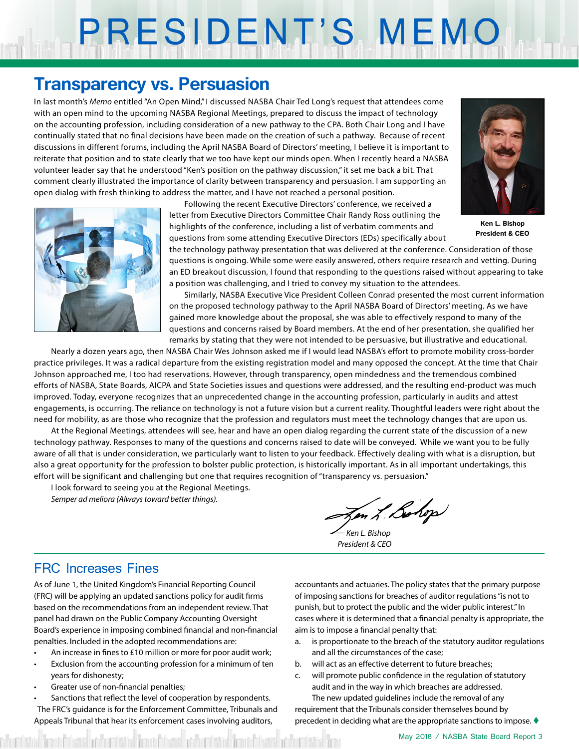# PRESIDENT'S MEMO

## Transparency vs. Persuasion

In last month's *Memo* entitled "An Open Mind," I discussed NASBA Chair Ted Long's request that attendees come with an open mind to the upcoming NASBA Regional Meetings, prepared to discuss the impact of technology on the accounting profession, including consideration of a new pathway to the CPA. Both Chair Long and I have continually stated that no final decisions have been made on the creation of such a pathway. Because of recent discussions in different forums, including the April NASBA Board of Directors' meeting, I believe it is important to reiterate that position and to state clearly that we too have kept our minds open. When I recently heard a NASBA volunteer leader say that he understood "Ken's position on the pathway discussion," it set me back a bit. That comment clearly illustrated the importance of clarity between transparency and persuasion. I am supporting an open dialog with fresh thinking to address the matter, and I have not reached a personal position.

Ken L. Bishop
President & CEO

Following the recent Executive Directors' conference, we received a letter from Executive Directors Committee Chair Randy Ross outlining the highlights of the conference, including a list of verbatim comments and questions from some attending Executive Directors (EDs) specifically about the technology pathway presentation that was delivered at the conference. Consideration of those questions is ongoing. While some were easily answered, others require research and vetting. During an ED breakout discussion, I found that responding to the questions raised without appearing to take a position was challenging, and I tried to convey my situation to the attendees.

Similarly, NASBA Executive Vice President Colleen Conrad presented the most current information on the proposed technology pathway to the April NASBA Board of Directors' meeting. As we have gained more knowledge about the proposal, she was able to effectively respond to many of the questions and concerns raised by Board members. At the end of her presentation, she qualified her remarks by stating that they were not intended to be persuasive, but illustrative and educational.

Nearly a dozen years ago, then NASBA Chair Wes Johnson asked me if I would lead NASBA's effort to promote mobility cross-border practice privileges. It was a radical departure from the existing registration model and many opposed the concept. At the time that Chair Johnson approached me, I too had reservations. However, through transparency, open mindedness and the tremendous combined efforts of NASBA, State Boards, AICPA and State Societies issues and questions were addressed, and the resulting end-product was much improved. Today, everyone recognizes that an unprecedented change in the accounting profession, particularly in audits and attest engagements, is occurring. The reliance on technology is not a future vision but a current reality. Thoughtful leaders were right about the need for mobility, as are those who recognize that the profession and regulators must meet the technology changes that are upon us.

At the Regional Meetings, attendees will see, hear and have an open dialog regarding the current state of the discussion of a new technology pathway. Responses to many of the questions and concerns raised to date will be conveyed. While we want you to be fully aware of all that is under consideration, we particularly want to listen to your feedback. Effectively dealing with what is a disruption, but also a great opportunity for the profession to bolster public protection, is historically important. As in all important undertakings, this effort will be significant and challenging but one that requires recognition of "transparency vs. persuasion."

I look forward to seeing you at the Regional Meetings.

*Semper ad meliora (Always toward better things).*

*— Ken L. Bishop*
*President & CEO*

## FRC Increases Fines

As of June 1, the United Kingdom's Financial Reporting Council (FRC) will be applying an updated sanctions policy for audit firms based on the recommendations from an independent review. That panel had drawn on the Public Company Accounting Oversight Board's experience in imposing combined financial and non-financial penalties. Included in the adopted recommendations are:

- An increase in fines to £10 million or more for poor audit work;
- Exclusion from the accounting profession for a minimum of ten years for dishonesty;
- Greater use of non-financial penalties;
- Sanctions that reflect the level of cooperation by respondents.

The FRC's guidance is for the Enforcement Committee, Tribunals and Appeals Tribunal that hear its enforcement cases involving auditors, accountants and actuaries. The policy states that the primary purpose of imposing sanctions for breaches of auditor regulations "is not to punish, but to protect the public and the wider public interest." In cases where it is determined that a financial penalty is appropriate, the aim is to impose a financial penalty that:

a. is proportionate to the breach of the statutory auditor regulations and all the circumstances of the case;
b. will act as an effective deterrent to future breaches;
c. will promote public confidence in the regulation of statutory audit and in the way in which breaches are addressed.

The new updated guidelines include the removal of any requirement that the Tribunals consider themselves bound by precedent in deciding what are the appropriate sanctions to impose. ♦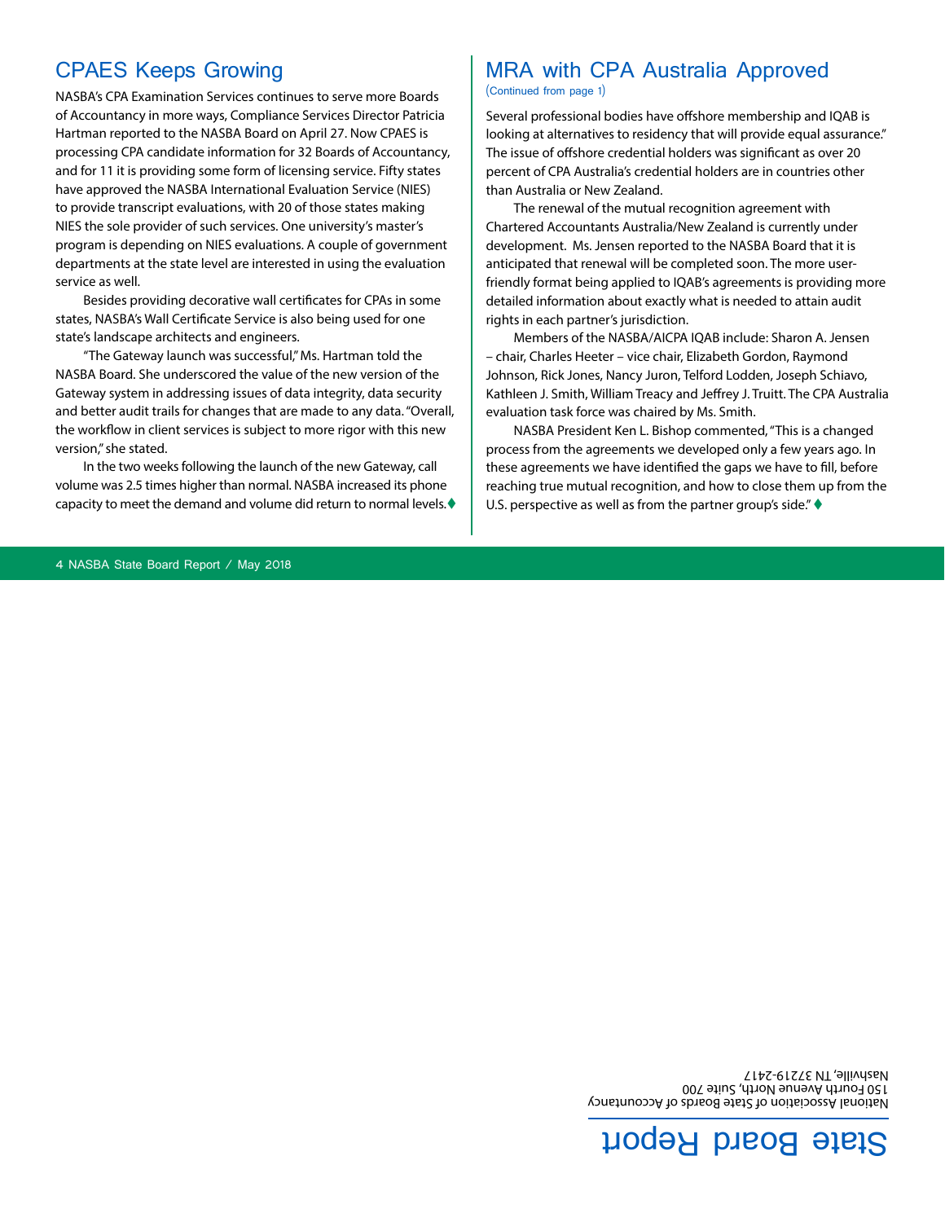## CPAES Keeps Growing

NASBA's CPA Examination Services continues to serve more Boards of Accountancy in more ways, Compliance Services Director Patricia Hartman reported to the NASBA Board on April 27. Now CPAES is processing CPA candidate information for 32 Boards of Accountancy, and for 11 it is providing some form of licensing service. Fifty states have approved the NASBA International Evaluation Service (NIES) to provide transcript evaluations, with 20 of those states making NIES the sole provider of such services. One university's master's program is depending on NIES evaluations. A couple of government departments at the state level are interested in using the evaluation service as well.

Besides providing decorative wall certificates for CPAs in some states, NASBA's Wall Certificate Service is also being used for one state's landscape architects and engineers.

"The Gateway launch was successful," Ms. Hartman told the NASBA Board. She underscored the value of the new version of the Gateway system in addressing issues of data integrity, data security and better audit trails for changes that are made to any data. "Overall, the workflow in client services is subject to more rigor with this new version," she stated.

In the two weeks following the launch of the new Gateway, call volume was 2.5 times higher than normal. NASBA increased its phone capacity to meet the demand and volume did return to normal levels.♦

## MRA with CPA Australia Approved

(Continued from page 1)

Several professional bodies have offshore membership and IQAB is looking at alternatives to residency that will provide equal assurance." The issue of offshore credential holders was significant as over 20 percent of CPA Australia's credential holders are in countries other than Australia or New Zealand.

The renewal of the mutual recognition agreement with Chartered Accountants Australia/New Zealand is currently under development. Ms. Jensen reported to the NASBA Board that it is anticipated that renewal will be completed soon. The more user-friendly format being applied to IQAB's agreements is providing more detailed information about exactly what is needed to attain audit rights in each partner's jurisdiction.

Members of the NASBA/AICPA IQAB include: Sharon A. Jensen – chair, Charles Heeter – vice chair, Elizabeth Gordon, Raymond Johnson, Rick Jones, Nancy Juron, Telford Lodden, Joseph Schiavo, Kathleen J. Smith, William Treacy and Jeffrey J. Truitt. The CPA Australia evaluation task force was chaired by Ms. Smith.

NASBA President Ken L. Bishop commented, "This is a changed process from the agreements we developed only a few years ago. In these agreements we have identified the gaps we have to fill, before reaching true mutual recognition, and how to close them up from the U.S. perspective as well as from the partner group's side."♦

State Board Report

National Association of State Boards of Accountancy
150 Fourth Avenue North, Suite 700
Nashville, TN 37219-2417